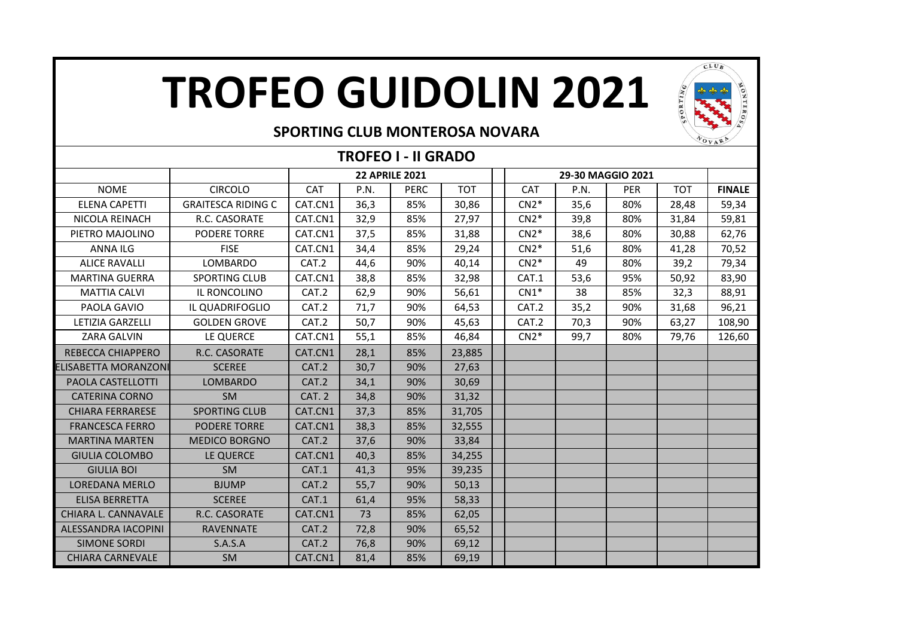# TROFEO GUIDOLIN 2021

**SPORTING CLUB MONTEROSA NOVARA**

## TROFEO I - II GRADO

| | | 22 APRILE 2021 | | | | | 29-30 MAGGIO 2021 | | | | |
|---|---|---|---|---|---|---|---|---|---|---|---|
| NOME | CIRCOLO | CAT | P.N. | PERC | TOT | | CAT | P.N. | PER | TOT | FINALE |
| ELENA CAPETTI | GRAITESCA RIDING C | CAT.CN1 | 36,3 | 85% | 30,86 | | CN2* | 35,6 | 80% | 28,48 | 59,34 |
| NICOLA REINACH | R.C. CASORATE | CAT.CN1 | 32,9 | 85% | 27,97 | | CN2* | 39,8 | 80% | 31,84 | 59,81 |
| PIETRO MAJOLINO | PODERE TORRE | CAT.CN1 | 37,5 | 85% | 31,88 | | CN2* | 38,6 | 80% | 30,88 | 62,76 |
| ANNA ILG | FISE | CAT.CN1 | 34,4 | 85% | 29,24 | | CN2* | 51,6 | 80% | 41,28 | 70,52 |
| ALICE RAVALLI | LOMBARDO | CAT.2 | 44,6 | 90% | 40,14 | | CN2* | 49 | 80% | 39,2 | 79,34 |
| MARTINA GUERRA | SPORTING CLUB | CAT.CN1 | 38,8 | 85% | 32,98 | | CAT.1 | 53,6 | 95% | 50,92 | 83,90 |
| MATTIA CALVI | IL RONCOLINO | CAT.2 | 62,9 | 90% | 56,61 | | CN1* | 38 | 85% | 32,3 | 88,91 |
| PAOLA GAVIO | IL QUADRIFOGLIO | CAT.2 | 71,7 | 90% | 64,53 | | CAT.2 | 35,2 | 90% | 31,68 | 96,21 |
| LETIZIA GARZELLI | GOLDEN GROVE | CAT.2 | 50,7 | 90% | 45,63 | | CAT.2 | 70,3 | 90% | 63,27 | 108,90 |
| ZARA GALVIN | LE QUERCE | CAT.CN1 | 55,1 | 85% | 46,84 | | CN2* | 99,7 | 80% | 79,76 | 126,60 |
| REBECCA CHIAPPERO | R.C. CASORATE | CAT.CN1 | 28,1 | 85% | 23,885 | | | | | | |
| ELISABETTA MORANZONI | SCEREE | CAT.2 | 30,7 | 90% | 27,63 | | | | | | |
| PAOLA CASTELLOTTI | LOMBARDO | CAT.2 | 34,1 | 90% | 30,69 | | | | | | |
| CATERINA CORNO | SM | CAT. 2 | 34,8 | 90% | 31,32 | | | | | | |
| CHIARA FERRARESE | SPORTING CLUB | CAT.CN1 | 37,3 | 85% | 31,705 | | | | | | |
| FRANCESCA FERRO | PODERE TORRE | CAT.CN1 | 38,3 | 85% | 32,555 | | | | | | |
| MARTINA MARTEN | MEDICO BORGNO | CAT.2 | 37,6 | 90% | 33,84 | | | | | | |
| GIULIA COLOMBO | LE QUERCE | CAT.CN1 | 40,3 | 85% | 34,255 | | | | | | |
| GIULIA BOI | SM | CAT.1 | 41,3 | 95% | 39,235 | | | | | | |
| LOREDANA MERLO | BJUMP | CAT.2 | 55,7 | 90% | 50,13 | | | | | | |
| ELISA BERRETTA | SCEREE | CAT.1 | 61,4 | 95% | 58,33 | | | | | | |
| CHIARA L. CANNAVALE | R.C. CASORATE | CAT.CN1 | 73 | 85% | 62,05 | | | | | | |
| ALESSANDRA IACOPINI | RAVENNATE | CAT.2 | 72,8 | 90% | 65,52 | | | | | | |
| SIMONE SORDI | S.A.S.A | CAT.2 | 76,8 | 90% | 69,12 | | | | | | |
| CHIARA CARNEVALE | SM | CAT.CN1 | 81,4 | 85% | 69,19 | | | | | | |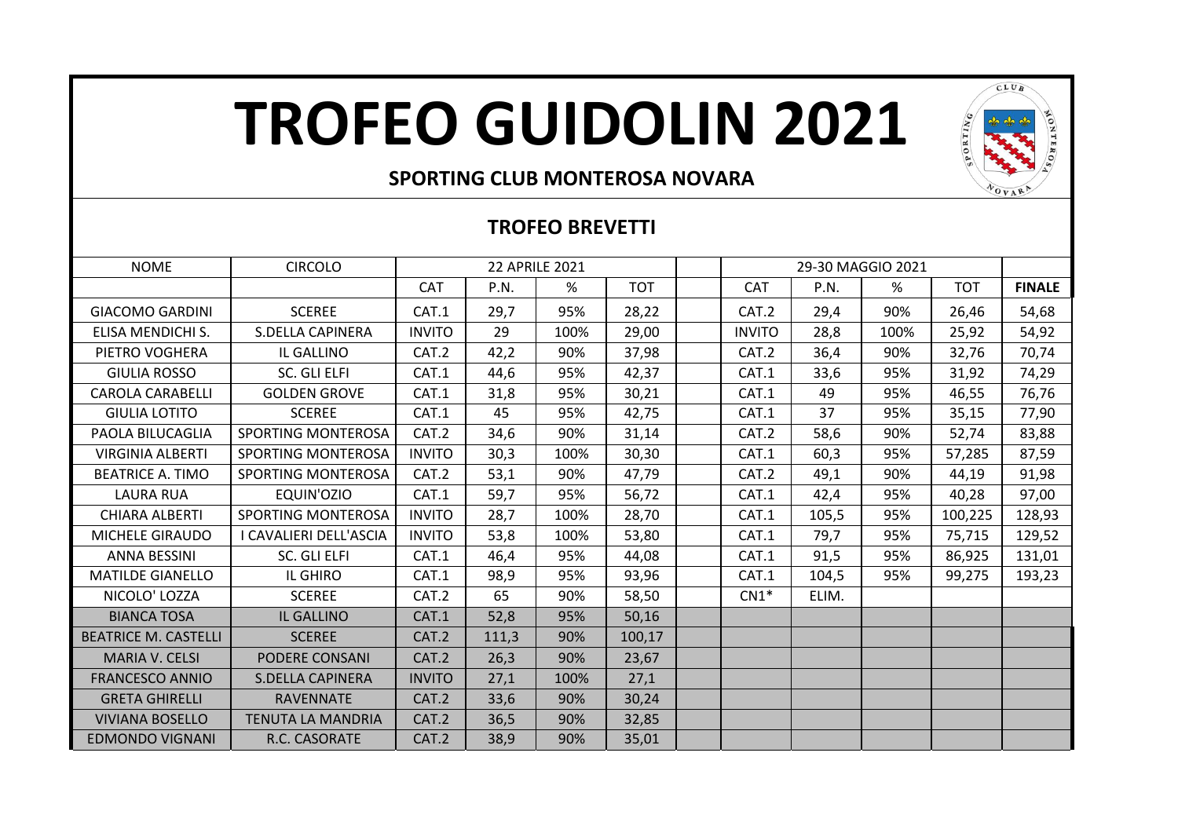# TROFEO GUIDOLIN 2021

**SPORTING CLUB MONTEROSA NOVARA**

## TROFEO BREVETTI

| NOME | CIRCOLO | 22 APRILE 2021 | | | | | 29-30 MAGGIO 2021 | | | | |
|---|---|---|---|---|---|---|---|---|---|---|---|
| | | CAT | P.N. | % | TOT | | CAT | P.N. | % | TOT | FINALE |
| GIACOMO GARDINI | SCEREE | CAT.1 | 29,7 | 95% | 28,22 | | CAT.2 | 29,4 | 90% | 26,46 | 54,68 |
| ELISA MENDICHI S. | S.DELLA CAPINERA | INVITO | 29 | 100% | 29,00 | | INVITO | 28,8 | 100% | 25,92 | 54,92 |
| PIETRO VOGHERA | IL GALLINO | CAT.2 | 42,2 | 90% | 37,98 | | CAT.2 | 36,4 | 90% | 32,76 | 70,74 |
| GIULIA ROSSO | SC. GLI ELFI | CAT.1 | 44,6 | 95% | 42,37 | | CAT.1 | 33,6 | 95% | 31,92 | 74,29 |
| CAROLA CARABELLI | GOLDEN GROVE | CAT.1 | 31,8 | 95% | 30,21 | | CAT.1 | 49 | 95% | 46,55 | 76,76 |
| GIULIA LOTITO | SCEREE | CAT.1 | 45 | 95% | 42,75 | | CAT.1 | 37 | 95% | 35,15 | 77,90 |
| PAOLA BILUCAGLIA | SPORTING MONTEROSA | CAT.2 | 34,6 | 90% | 31,14 | | CAT.2 | 58,6 | 90% | 52,74 | 83,88 |
| VIRGINIA ALBERTI | SPORTING MONTEROSA | INVITO | 30,3 | 100% | 30,30 | | CAT.1 | 60,3 | 95% | 57,285 | 87,59 |
| BEATRICE A. TIMO | SPORTING MONTEROSA | CAT.2 | 53,1 | 90% | 47,79 | | CAT.2 | 49,1 | 90% | 44,19 | 91,98 |
| LAURA RUA | EQUIN'OZIO | CAT.1 | 59,7 | 95% | 56,72 | | CAT.1 | 42,4 | 95% | 40,28 | 97,00 |
| CHIARA ALBERTI | SPORTING MONTEROSA | INVITO | 28,7 | 100% | 28,70 | | CAT.1 | 105,5 | 95% | 100,225 | 128,93 |
| MICHELE GIRAUDO | I CAVALIERI DELL'ASCIA | INVITO | 53,8 | 100% | 53,80 | | CAT.1 | 79,7 | 95% | 75,715 | 129,52 |
| ANNA BESSINI | SC. GLI ELFI | CAT.1 | 46,4 | 95% | 44,08 | | CAT.1 | 91,5 | 95% | 86,925 | 131,01 |
| MATILDE GIANELLO | IL GHIRO | CAT.1 | 98,9 | 95% | 93,96 | | CAT.1 | 104,5 | 95% | 99,275 | 193,23 |
| NICOLO' LOZZA | SCEREE | CAT.2 | 65 | 90% | 58,50 | | CN1* | ELIM. | | | |
| BIANCA TOSA | IL GALLINO | CAT.1 | 52,8 | 95% | 50,16 | | | | | | |
| BEATRICE M. CASTELLI | SCEREE | CAT.2 | 111,3 | 90% | 100,17 | | | | | | |
| MARIA V. CELSI | PODERE CONSANI | CAT.2 | 26,3 | 90% | 23,67 | | | | | | |
| FRANCESCO ANNIO | S.DELLA CAPINERA | INVITO | 27,1 | 100% | 27,1 | | | | | | |
| GRETA GHIRELLI | RAVENNATE | CAT.2 | 33,6 | 90% | 30,24 | | | | | | |
| VIVIANA BOSELLO | TENUTA LA MANDRIA | CAT.2 | 36,5 | 90% | 32,85 | | | | | | |
| EDMONDO VIGNANI | R.C. CASORATE | CAT.2 | 38,9 | 90% | 35,01 | | | | | | |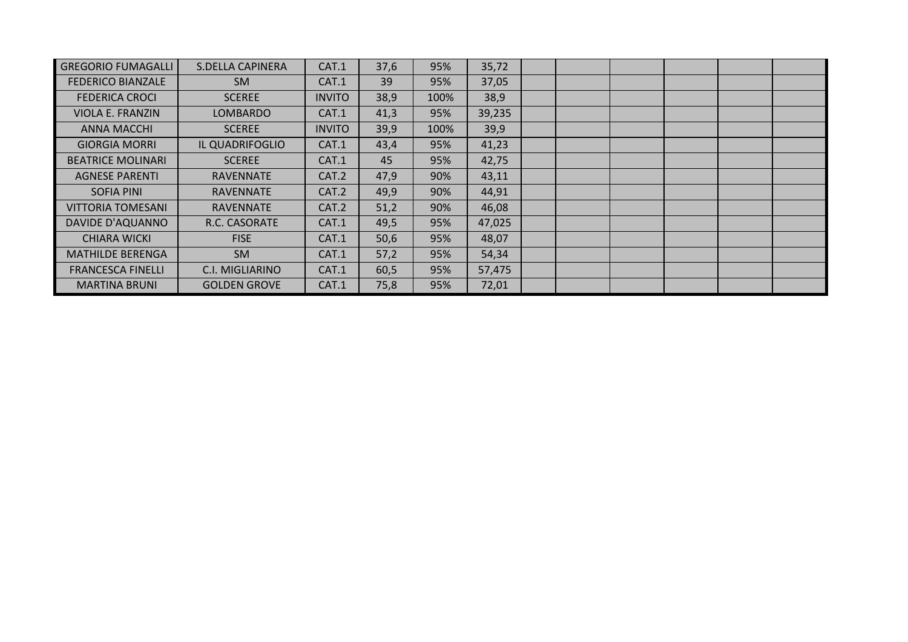| | | | | | | | | | | | |
|---|---|---|---|---|---|---|---|---|---|---|---|
| GREGORIO FUMAGALLI | S.DELLA CAPINERA | CAT.1 | 37,6 | 95% | 35,72 | | | | | | |
| FEDERICO BIANZALE | SM | CAT.1 | 39 | 95% | 37,05 | | | | | | |
| FEDERICA CROCI | SCEREE | INVITO | 38,9 | 100% | 38,9 | | | | | | |
| VIOLA E. FRANZIN | LOMBARDO | CAT.1 | 41,3 | 95% | 39,235 | | | | | | |
| ANNA MACCHI | SCEREE | INVITO | 39,9 | 100% | 39,9 | | | | | | |
| GIORGIA MORRI | IL QUADRIFOGLIO | CAT.1 | 43,4 | 95% | 41,23 | | | | | | |
| BEATRICE MOLINARI | SCEREE | CAT.1 | 45 | 95% | 42,75 | | | | | | |
| AGNESE PARENTI | RAVENNATE | CAT.2 | 47,9 | 90% | 43,11 | | | | | | |
| SOFIA PINI | RAVENNATE | CAT.2 | 49,9 | 90% | 44,91 | | | | | | |
| VITTORIA TOMESANI | RAVENNATE | CAT.2 | 51,2 | 90% | 46,08 | | | | | | |
| DAVIDE D'AQUANNO | R.C. CASORATE | CAT.1 | 49,5 | 95% | 47,025 | | | | | | |
| CHIARA WICKI | FISE | CAT.1 | 50,6 | 95% | 48,07 | | | | | | |
| MATHILDE BERENGA | SM | CAT.1 | 57,2 | 95% | 54,34 | | | | | | |
| FRANCESCA FINELLI | C.I. MIGLIARINO | CAT.1 | 60,5 | 95% | 57,475 | | | | | | |
| MARTINA BRUNI | GOLDEN GROVE | CAT.1 | 75,8 | 95% | 72,01 | | | | | | |